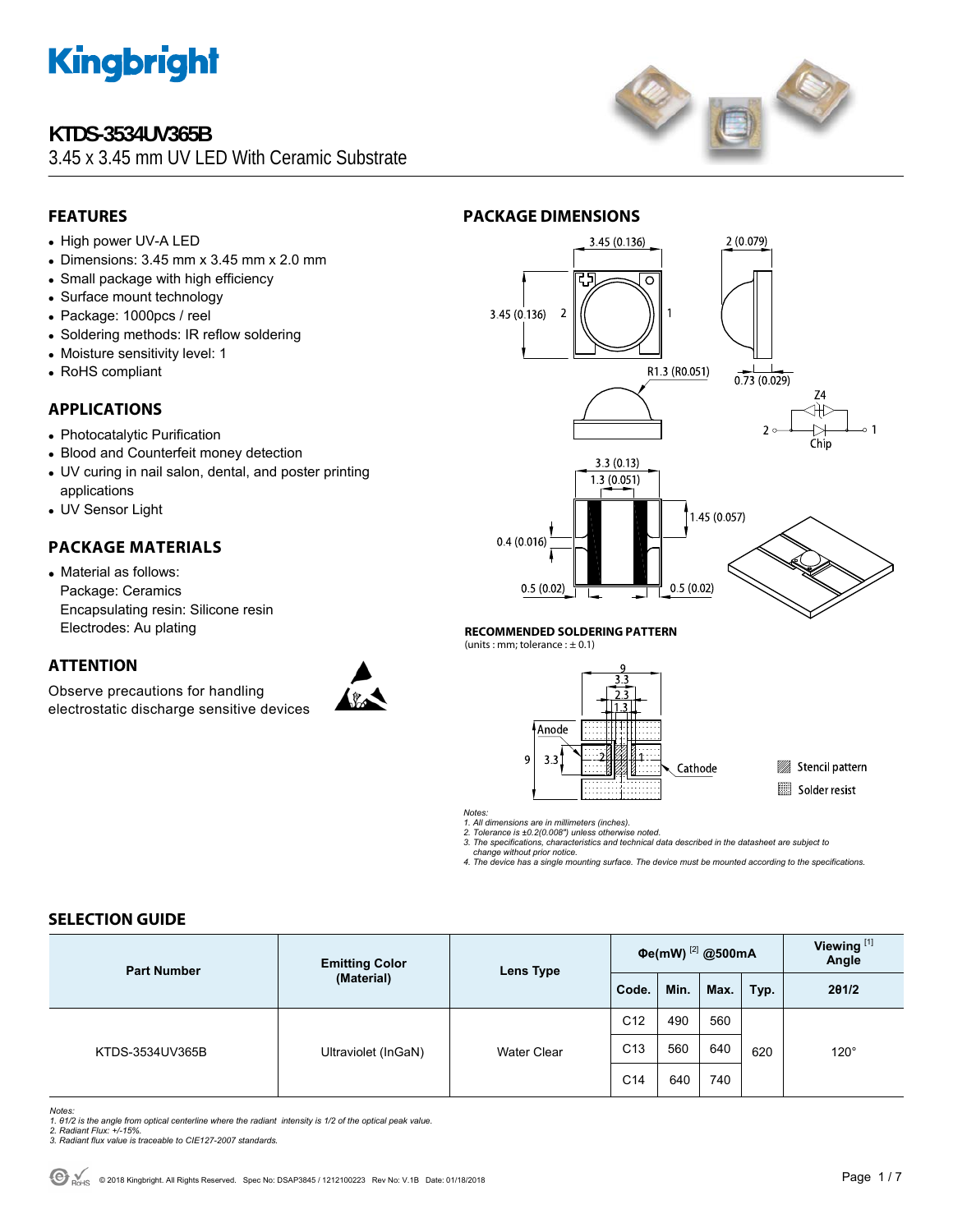# KTDS-3534UV365B

3.45 x 3.45 mm UV LED With Ceramic Substrate

## FEATURES

- High power UV-A LED
- Dimensions: 3.45 mm x 3.45 mm x 2.0 mm
- Small package with high efficiency
- Surface mount technology
- Package: 1000pcs / reel
- Soldering methods: IR reflow soldering
- Moisture sensitivity level: 1
- RoHS compliant

## APPLICATIONS

- Photocatalytic Purification
- Blood and Counterfeit money detection
- UV curing in nail salon, dental, and poster printing applications
- UV Sensor Light

## PACKAGE MATERIALS

- Material as follows:
  Package: Ceramics
  Encapsulating resin: Silicone resin
  Electrodes: Au plating

## ATTENTION

Observe precautions for handling electrostatic discharge sensitive devices

## PACKAGE DIMENSIONS

**RECOMMENDED SOLDERING PATTERN**
(units : mm; tolerance : ± 0.1)

Notes:
1. All dimensions are in millimeters (inches).
2. Tolerance is ±0.2(0.008") unless otherwise noted.
3. The specifications, characteristics and technical data described in the datasheet are subject to change without prior notice.
4. The device has a single mounting surface. The device must be mounted according to the specifications.

## SELECTION GUIDE

| Part Number | Emitting Color (Material) | Lens Type | Φe(mW) [2] @500mA | | | | Viewing [1] Angle |
|---|---|---|---|---|---|---|---|
| | | | Code. | Min. | Max. | Typ. | 2θ1/2 |
| KTDS-3534UV365B | Ultraviolet (InGaN) | Water Clear | C12 | 490 | 560 | 620 | 120° |
| | | | C13 | 560 | 640 | | |
| | | | C14 | 640 | 740 | | |

Notes:
1. θ1/2 is the angle from optical centerline where the radiant intensity is 1/2 of the optical peak value.
2. Radiant Flux: +/-15%.
3. Radiant flux value is traceable to CIE127-2007 standards.

© 2018 Kingbright. All Rights Reserved. Spec No: DSAP3845 / 1212100223 Rev No: V.1B Date: 01/18/2018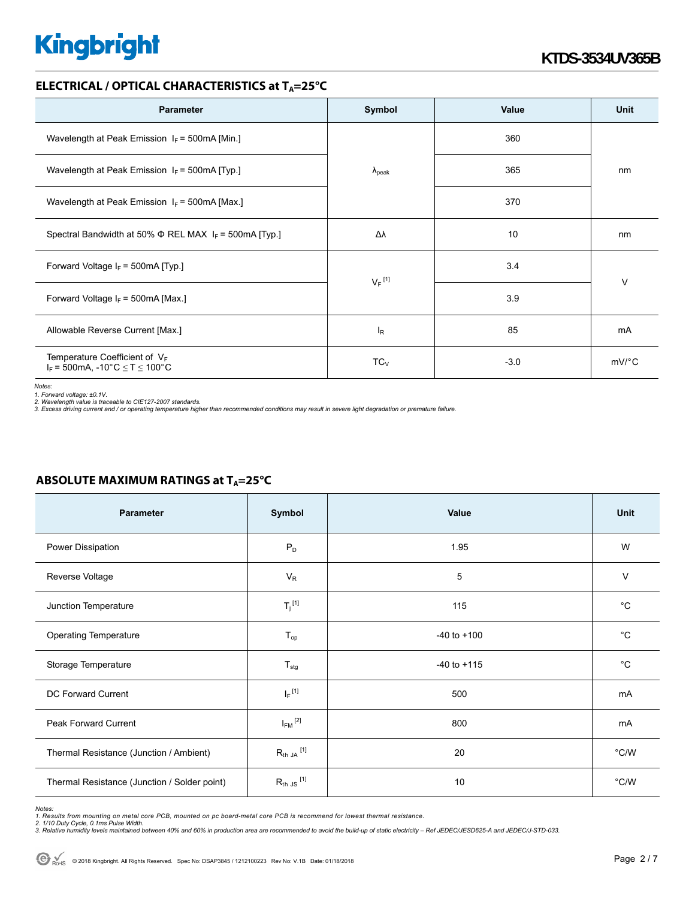## ELECTRICAL / OPTICAL CHARACTERISTICS at $T_A$=25°C

| Parameter | Symbol | Value | Unit |
|---|---|---|---|
| Wavelength at Peak Emission $I_F$ = 500mA [Min.] | $\lambda_{peak}$ | 360 | nm |
| Wavelength at Peak Emission $I_F$ = 500mA [Typ.] | | 365 | |
| Wavelength at Peak Emission $I_F$ = 500mA [Max.] | | 370 | |
| Spectral Bandwidth at 50% Φ REL MAX $I_F$ = 500mA [Typ.] | Δλ | 10 | nm |
| Forward Voltage $I_F$ = 500mA [Typ.] | $V_F$ [1] | 3.4 | V |
| Forward Voltage $I_F$ = 500mA [Max.] | | 3.9 | |
| Allowable Reverse Current [Max.] | $I_R$ | 85 | mA |
| Temperature Coefficient of $V_F$ $I_F$ = 500mA, -10°C ≤ T ≤ 100°C | $TC_V$ | -3.0 | mV/°C |

*Notes:*
*1. Forward voltage: ±0.1V.*
*2. Wavelength value is traceable to CIE127-2007 standards.*
*3. Excess driving current and / or operating temperature higher than recommended conditions may result in severe light degradation or premature failure.*

## ABSOLUTE MAXIMUM RATINGS at $T_A$=25°C

| Parameter | Symbol | Value | Unit |
|---|---|---|---|
| Power Dissipation | $P_D$ | 1.95 | W |
| Reverse Voltage | $V_R$ | 5 | V |
| Junction Temperature | $T_j$ [1] | 115 | °C |
| Operating Temperature | $T_{op}$ | -40 to +100 | °C |
| Storage Temperature | $T_{stg}$ | -40 to +115 | °C |
| DC Forward Current | $I_F$ [1] | 500 | mA |
| Peak Forward Current | $I_{FM}$ [2] | 800 | mA |
| Thermal Resistance (Junction / Ambient) | $R_{th\ JA}$ [1] | 20 | °C/W |
| Thermal Resistance (Junction / Solder point) | $R_{th\ JS}$ [1] | 10 | °C/W |

*Notes:*
*1. Results from mounting on metal core PCB, mounted on pc board-metal core PCB is recommend for lowest thermal resistance.*
*2. 1/10 Duty Cycle, 0.1ms Pulse Width.*
*3. Relative humidity levels maintained between 40% and 60% in production area are recommended to avoid the build-up of static electricity – Ref JEDEC/JESD625-A and JEDEC/J-STD-033.*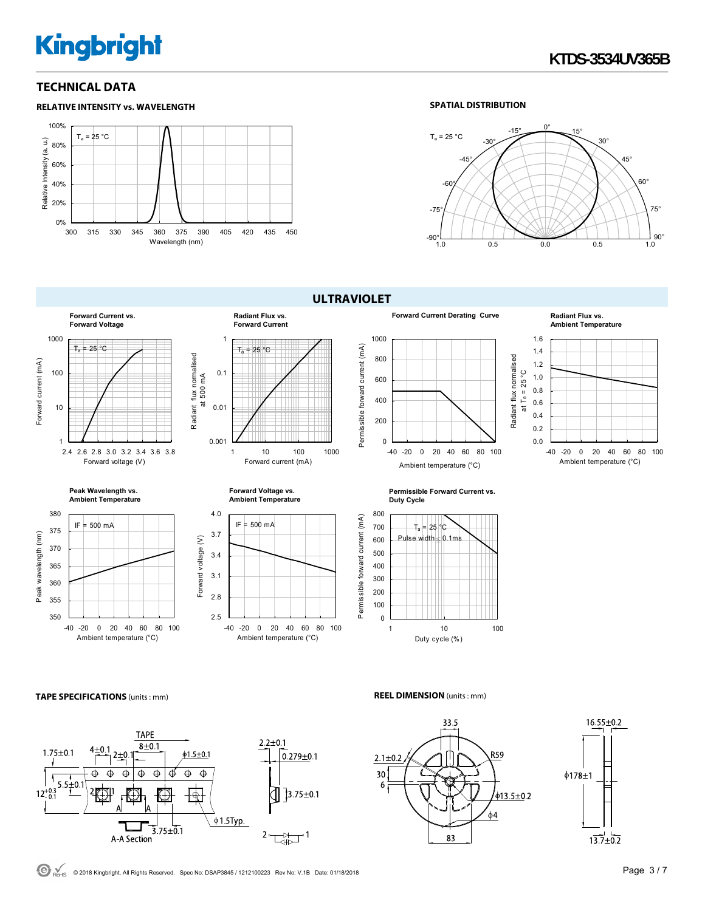## TECHNICAL DATA

### RELATIVE INTENSITY vs. WAVELENGTH

$T_a$ = 25 °C

Relative Intensity (a. u.): 0%, 20%, 40%, 60%, 80%, 100%

Wavelength (nm): 300, 315, 330, 345, 360, 375, 390, 405, 420, 435, 450

### SPATIAL DISTRIBUTION

$T_a$ = 25 °C

0°, 15°, 30°, 45°, 60°, 75°, 90°, -15°, -30°, -45°, -60°, -75°, -90°

1.0, 0.5, 0.0, 0.5, 1.0

## ULTRAVIOLET

**Forward Current vs. Forward Voltage**

$T_a$ = 25 °C

Forward current (mA): 1, 10, 100, 1000

Forward voltage (V): 2.4, 2.6, 2.8, 3.0, 3.2, 3.4, 3.6, 3.8

**Radiant Flux vs. Forward Current**

$T_a$ = 25 °C

Radiant flux normalised at 500 mA: 0.001, 0.01, 0.1, 1

Forward current (mA): 1, 10, 100, 1000

**Forward Current Derating Curve**

Permissible forward current (mA): 0, 200, 400, 600, 800, 1000

Ambient temperature (°C): -40, -20, 0, 20, 40, 60, 80, 100

**Radiant Flux vs. Ambient Temperature**

Radiant flux normalised at $T_a$ = 25 °C: 0.0, 0.2, 0.4, 0.6, 0.8, 1.0, 1.2, 1.4, 1.6

Ambient temperature (°C): -40, -20, 0, 20, 40, 60, 80, 100

**Peak Wavelength vs. Ambient Temperature**

IF = 500 mA

Peak wavelength (nm): 350, 355, 360, 365, 370, 375, 380

Ambient temperature (°C): -40, -20, 0, 20, 40, 60, 80, 100

**Forward Voltage vs. Ambient Temperature**

IF = 500 mA

Forward voltage (V): 2.5, 2.8, 3.1, 3.4, 3.7, 4.0

Ambient temperature (°C): -40, -20, 0, 20, 40, 60, 80, 100

**Permissible Forward Current vs. Duty Cycle**

$T_a$ = 25 °C

Pulse width ≤ 0.1ms

Permissible forward current (mA): 0, 100, 200, 300, 400, 500, 600, 700, 800

Duty cycle (%): 1, 10, 100

**TAPE SPECIFICATIONS** (units : mm)

TAPE: 1.75±0.1, 4±0.1, 2±0.1, 8±0.1, ϕ1.5±0.1, 5.5±0.1, $12^{+0.3}_{-0.1}$, 2, 1, A, A, ϕ1.5Typ., 3.75±0.1, A-A Section, 2.2±0.1, 0.279±0.1, 3.75±0.1, 2, 1

**REEL DIMENSION** (units : mm)

33.5, 2.1±0.2, R59, 30, 6, ϕ13.5±0.2, ϕ4, 83, 16.55±0.2, ϕ178±1, 13.7±0.2

© 2018 Kingbright. All Rights Reserved. Spec No: DSAP3845 / 1212100223 Rev No: V.1B Date: 01/18/2018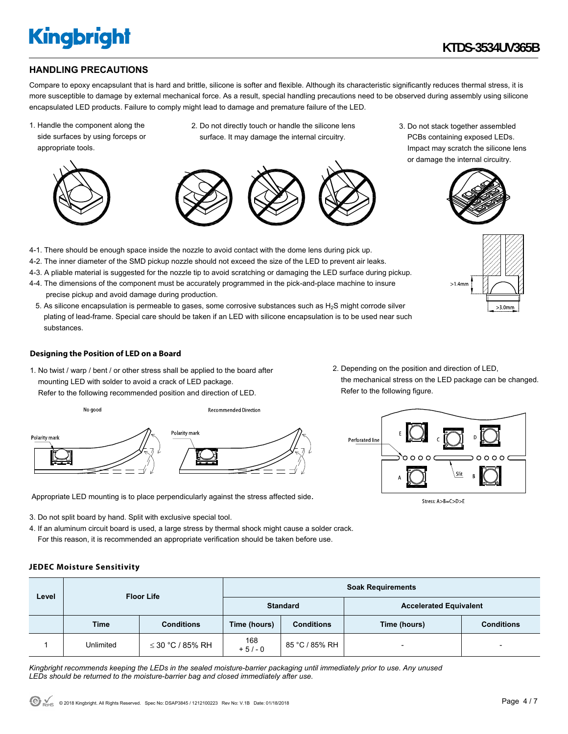## HANDLING PRECAUTIONS

Compare to epoxy encapsulant that is hard and brittle, silicone is softer and flexible. Although its characteristic significantly reduces thermal stress, it is more susceptible to damage by external mechanical force. As a result, special handling precautions need to be observed during assembly using silicone encapsulated LED products. Failure to comply might lead to damage and premature failure of the LED.

1. Handle the component along the side surfaces by using forceps or appropriate tools.

2. Do not directly touch or handle the silicone lens surface. It may damage the internal circuitry.

3. Do not stack together assembled PCBs containing exposed LEDs. Impact may scratch the silicone lens or damage the internal circuitry.

4-1. There should be enough space inside the nozzle to avoid contact with the dome lens during pick up.

4-2. The inner diameter of the SMD pickup nozzle should not exceed the size of the LED to prevent air leaks.

4-3. A pliable material is suggested for the nozzle tip to avoid scratching or damaging the LED surface during pickup.

4-4. The dimensions of the component must be accurately programmed in the pick-and-place machine to insure precise pickup and avoid damage during production.

5. As silicone encapsulation is permeable to gases, some corrosive substances such as $H_2S$ might corrode silver plating of lead-frame. Special care should be taken if an LED with silicone encapsulation is to be used near such substances.

>1.4mm

>3.0mm

### Designing the Position of LED on a Board

1. No twist / warp / bent / or other stress shall be applied to the board after mounting LED with solder to avoid a crack of LED package. Refer to the following recommended position and direction of LED.

No good　　Recommended Direction

Polarity mark　　Polarity mark

Appropriate LED mounting is to place perpendicularly against the stress affected side.

2. Depending on the position and direction of LED, the mechanical stress on the LED package can be changed. Refer to the following figure.

Perforated line　E　C　D　A　Slit　B

Stress: A>B=C>D>E

3. Do not split board by hand. Split with exclusive special tool.

4. If an aluminum circuit board is used, a large stress by thermal shock might cause a solder crack. For this reason, it is recommended an appropriate verification should be taken before use.

### JEDEC Moisture Sensitivity

| Level | Floor Life | | Soak Requirements | | | |
|---|---|---|---|---|---|---|
| | | | Standard | | Accelerated Equivalent | |
| | Time | Conditions | Time (hours) | Conditions | Time (hours) | Conditions |
| 1 | Unlimited | ≤ 30 °C / 85% RH | 168 + 5 / - 0 | 85 °C / 85% RH | - | - |

*Kingbright recommends keeping the LEDs in the sealed moisture-barrier packaging until immediately prior to use. Any unused LEDs should be returned to the moisture-barrier bag and closed immediately after use.*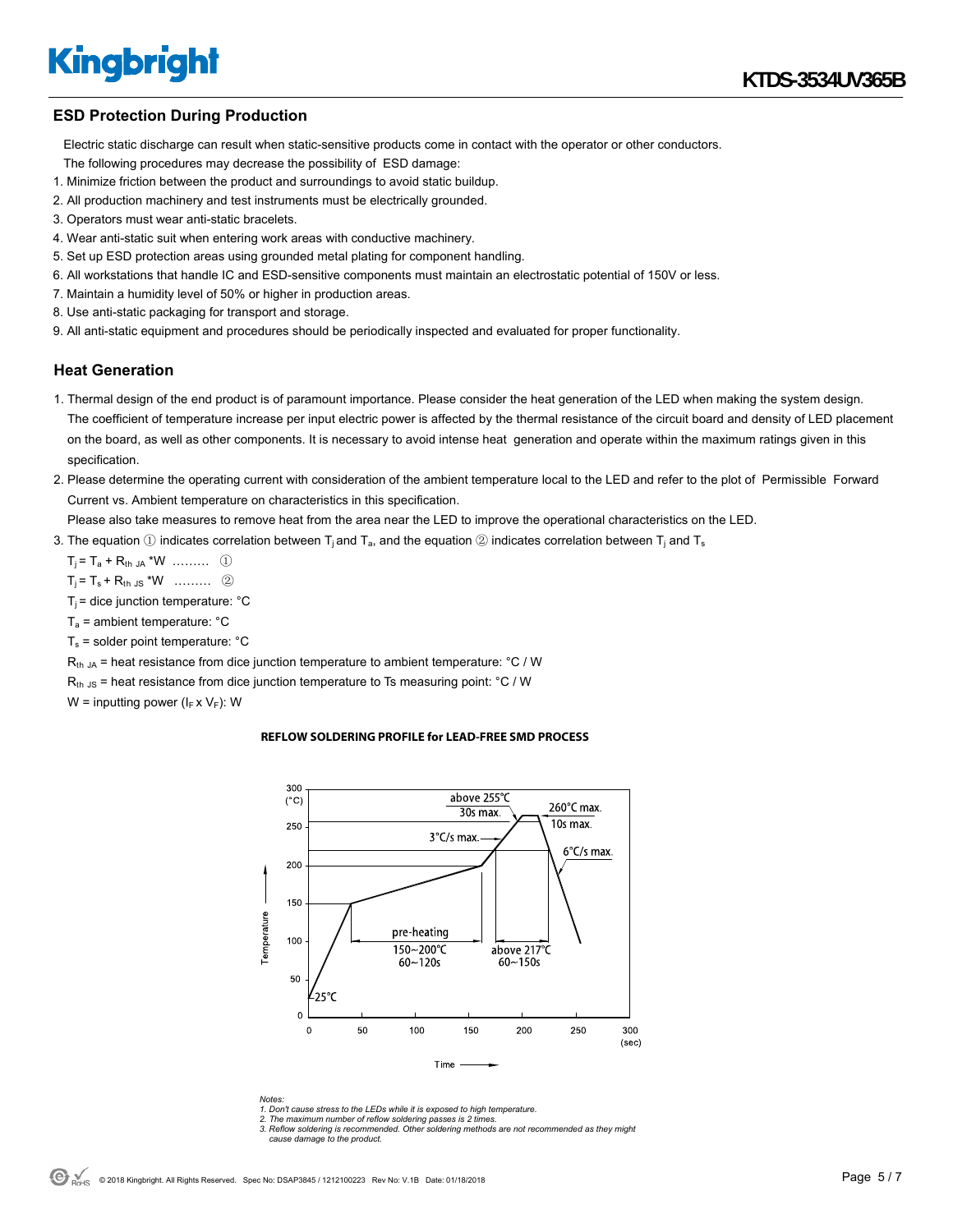## ESD Protection During Production

Electric static discharge can result when static-sensitive products come in contact with the operator or other conductors.
The following procedures may decrease the possibility of ESD damage:

1. Minimize friction between the product and surroundings to avoid static buildup.
2. All production machinery and test instruments must be electrically grounded.
3. Operators must wear anti-static bracelets.
4. Wear anti-static suit when entering work areas with conductive machinery.
5. Set up ESD protection areas using grounded metal plating for component handling.
6. All workstations that handle IC and ESD-sensitive components must maintain an electrostatic potential of 150V or less.
7. Maintain a humidity level of 50% or higher in production areas.
8. Use anti-static packaging for transport and storage.
9. All anti-static equipment and procedures should be periodically inspected and evaluated for proper functionality.

## Heat Generation

1. Thermal design of the end product is of paramount importance. Please consider the heat generation of the LED when making the system design. The coefficient of temperature increase per input electric power is affected by the thermal resistance of the circuit board and density of LED placement on the board, as well as other components. It is necessary to avoid intense heat generation and operate within the maximum ratings given in this specification.
2. Please determine the operating current with consideration of the ambient temperature local to the LED and refer to the plot of Permissible Forward Current vs. Ambient temperature on characteristics in this specification.
   Please also take measures to remove heat from the area near the LED to improve the operational characteristics on the LED.
3. The equation ① indicates correlation between $T_j$ and $T_a$, and the equation ② indicates correlation between $T_j$ and $T_s$

   $T_j = T_a + R_{th\ JA} * W$ ……… ①

   $T_j = T_s + R_{th\ JS} * W$ ……… ②

   $T_j$ = dice junction temperature: °C

   $T_a$ = ambient temperature: °C

   $T_s$ = solder point temperature: °C

   $R_{th\ JA}$ = heat resistance from dice junction temperature to ambient temperature: °C / W

   $R_{th\ JS}$ = heat resistance from dice junction temperature to Ts measuring point: °C / W

   W = inputting power ($I_F$ x $V_F$): W

**REFLOW SOLDERING PROFILE for LEAD-FREE SMD PROCESS**

*Notes:*
*1. Don't cause stress to the LEDs while it is exposed to high temperature.*
*2. The maximum number of reflow soldering passes is 2 times.*
*3. Reflow soldering is recommended. Other soldering methods are not recommended as they might cause damage to the product.*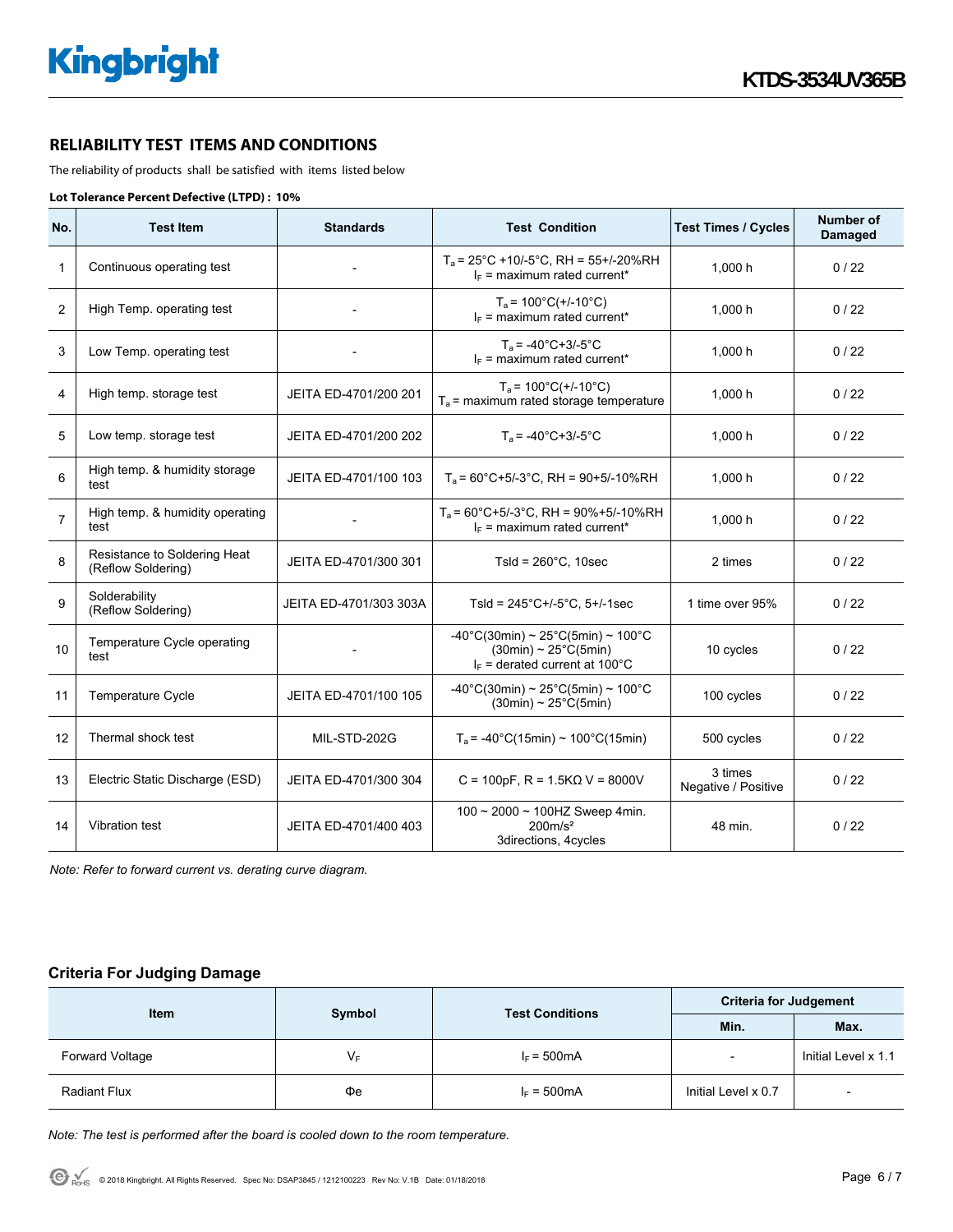## RELIABILITY TEST ITEMS AND CONDITIONS

The reliability of products shall be satisfied with items listed below

**Lot Tolerance Percent Defective (LTPD) : 10%**

| No. | Test Item | Standards | Test Condition | Test Times / Cycles | Number of Damaged |
|---|---|---|---|---|---|
| 1 | Continuous operating test | - | $T_a$ = 25°C +10/-5°C, RH = 55+/-20%RH<br>$I_F$ = maximum rated current* | 1,000 h | 0 / 22 |
| 2 | High Temp. operating test | - | $T_a$ = 100°C(+/-10°C)<br>$I_F$ = maximum rated current* | 1,000 h | 0 / 22 |
| 3 | Low Temp. operating test | - | $T_a$ = -40°C+3/-5°C<br>$I_F$ = maximum rated current* | 1,000 h | 0 / 22 |
| 4 | High temp. storage test | JEITA ED-4701/200 201 | $T_a$ = 100°C(+/-10°C)<br>$T_a$ = maximum rated storage temperature | 1,000 h | 0 / 22 |
| 5 | Low temp. storage test | JEITA ED-4701/200 202 | $T_a$ = -40°C+3/-5°C | 1,000 h | 0 / 22 |
| 6 | High temp. & humidity storage test | JEITA ED-4701/100 103 | $T_a$ = 60°C+5/-3°C, RH = 90+5/-10%RH | 1,000 h | 0 / 22 |
| 7 | High temp. & humidity operating test | - | $T_a$ = 60°C+5/-3°C, RH = 90%+5/-10%RH<br>$I_F$ = maximum rated current* | 1,000 h | 0 / 22 |
| 8 | Resistance to Soldering Heat (Reflow Soldering) | JEITA ED-4701/300 301 | Tsld = 260°C, 10sec | 2 times | 0 / 22 |
| 9 | Solderability (Reflow Soldering) | JEITA ED-4701/303 303A | Tsld = 245°C+/-5°C, 5+/-1sec | 1 time over 95% | 0 / 22 |
| 10 | Temperature Cycle operating test | - | -40°C(30min) ~ 25°C(5min) ~ 100°C (30min) ~ 25°C(5min)<br>$I_F$ = derated current at 100°C | 10 cycles | 0 / 22 |
| 11 | Temperature Cycle | JEITA ED-4701/100 105 | -40°C(30min) ~ 25°C(5min) ~ 100°C (30min) ~ 25°C(5min) | 100 cycles | 0 / 22 |
| 12 | Thermal shock test | MIL-STD-202G | $T_a$ = -40°C(15min) ~ 100°C(15min) | 500 cycles | 0 / 22 |
| 13 | Electric Static Discharge (ESD) | JEITA ED-4701/300 304 | C = 100pF, R = 1.5KΩ V = 8000V | 3 times Negative / Positive | 0 / 22 |
| 14 | Vibration test | JEITA ED-4701/400 403 | 100 ~ 2000 ~ 100HZ Sweep 4min.<br>200m/s²<br>3directions, 4cycles | 48 min. | 0 / 22 |

*Note: Refer to forward current vs. derating curve diagram.*

### Criteria For Judging Damage

| Item | Symbol | Test Conditions | Criteria for Judgement | |
|---|---|---|---|---|
| | | | Min. | Max. |
| Forward Voltage | $V_F$ | $I_F$ = 500mA | - | Initial Level x 1.1 |
| Radiant Flux | Φe | $I_F$ = 500mA | Initial Level x 0.7 | - |

*Note: The test is performed after the board is cooled down to the room temperature.*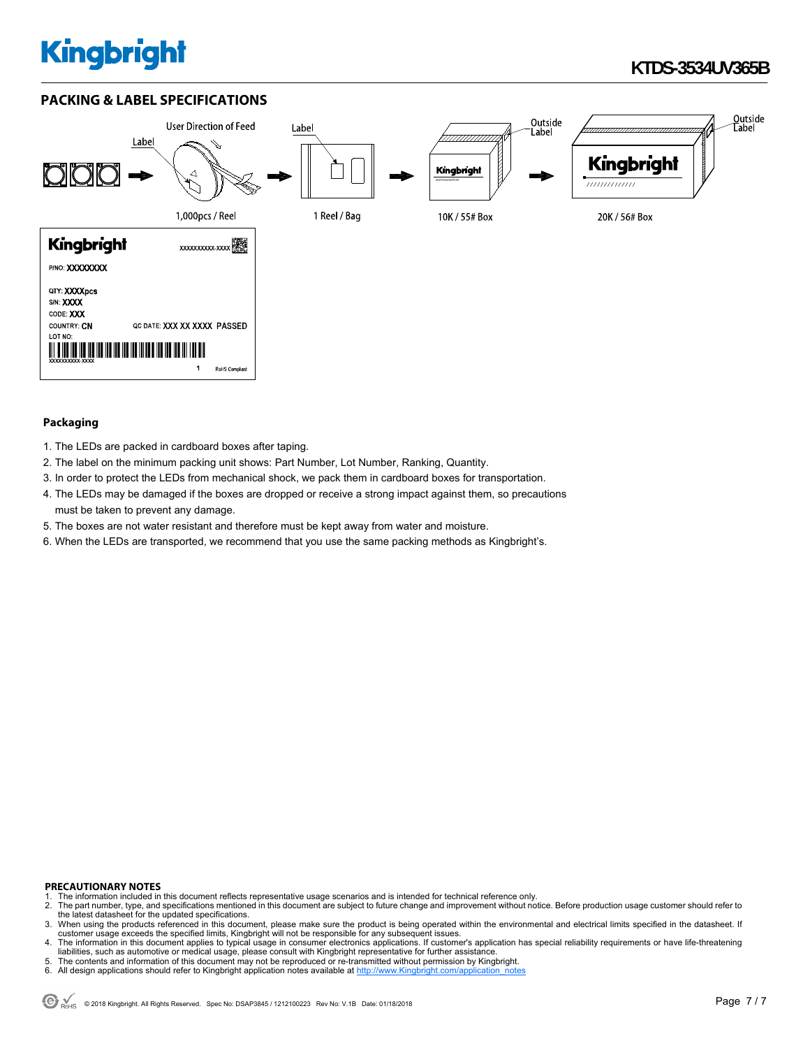## PACKING & LABEL SPECIFICATIONS

User Direction of Feed

Label

1,000pcs / Reel

Label

1 Reel / Bag

Outside Label

10K / 55# Box

Outside Label

20K / 56# Box

Kingbright

XXXXXXXXXX-XXXX

P/NO: XXXXXXXX

QTY: XXXXpcs

S/N: XXXX

CODE: XXX

COUNTRY: CN

QC DATE: XXX XX XXXX PASSED

LOT NO:

XXXXXXXXXX-XXXX

1

RoHS Compliant

### Packaging

1. The LEDs are packed in cardboard boxes after taping.
2. The label on the minimum packing unit shows: Part Number, Lot Number, Ranking, Quantity.
3. In order to protect the LEDs from mechanical shock, we pack them in cardboard boxes for transportation.
4. The LEDs may be damaged if the boxes are dropped or receive a strong impact against them, so precautions must be taken to prevent any damage.
5. The boxes are not water resistant and therefore must be kept away from water and moisture.
6. When the LEDs are transported, we recommend that you use the same packing methods as Kingbright's.

**PRECAUTIONARY NOTES**

1. The information included in this document reflects representative usage scenarios and is intended for technical reference only.
2. The part number, type, and specifications mentioned in this document are subject to future change and improvement without notice. Before production usage customer should refer to the latest datasheet for the updated specifications.
3. When using the products referenced in this document, please make sure the product is being operated within the environmental and electrical limits specified in the datasheet. If customer usage exceeds the specified limits, Kingbright will not be responsible for any subsequent issues.
4. The information in this document applies to typical usage in consumer electronics applications. If customer's application has special reliability requirements or have life-threatening liabilities, such as automotive or medical usage, please consult with Kingbright representative for further assistance.
5. The contents and information of this document may not be reproduced or re-transmitted without permission by Kingbright.
6. All design applications should refer to Kingbright application notes available at http://www.Kingbright.com/application_notes